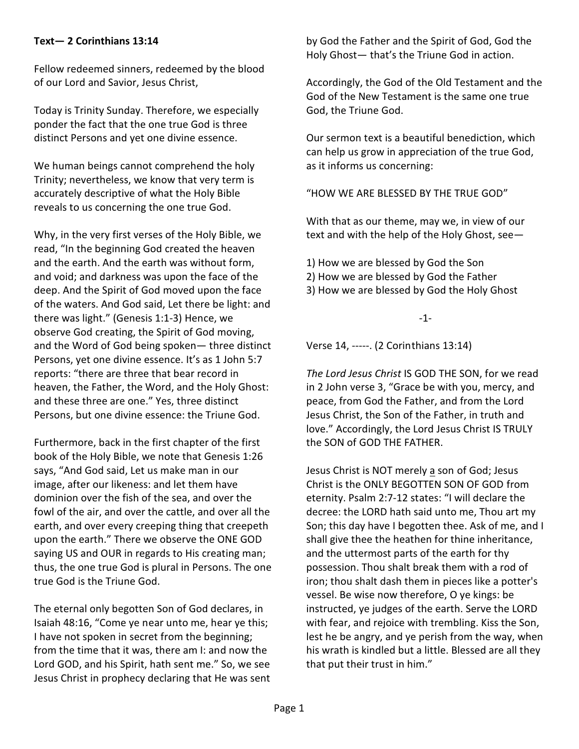**Text— 2 Corinthians 13:14**

Fellow redeemed sinners, redeemed by the blood of our Lord and Savior, Jesus Christ,

Today is Trinity Sunday. Therefore, we especially ponder the fact that the one true God is three distinct Persons and yet one divine essence.

We human beings cannot comprehend the holy Trinity; nevertheless, we know that very term is accurately descriptive of what the Holy Bible reveals to us concerning the one true God.

Why, in the very first verses of the Holy Bible, we read, "In the beginning God created the heaven and the earth. And the earth was without form, and void; and darkness was upon the face of the deep. And the Spirit of God moved upon the face of the waters. And God said, Let there be light: and there was light." (Genesis 1:1-3) Hence, we observe God creating, the Spirit of God moving, and the Word of God being spoken— three distinct Persons, yet one divine essence. It's as 1 John 5:7 reports: "there are three that bear record in heaven, the Father, the Word, and the Holy Ghost: and these three are one." Yes, three distinct Persons, but one divine essence: the Triune God.

Furthermore, back in the first chapter of the first book of the Holy Bible, we note that Genesis 1:26 says, "And God said, Let us make man in our image, after our likeness: and let them have dominion over the fish of the sea, and over the fowl of the air, and over the cattle, and over all the earth, and over every creeping thing that creepeth upon the earth." There we observe the ONE GOD saying US and OUR in regards to His creating man; thus, the one true God is plural in Persons. The one true God is the Triune God.

The eternal only begotten Son of God declares, in Isaiah 48:16, "Come ye near unto me, hear ye this; I have not spoken in secret from the beginning; from the time that it was, there am I: and now the Lord GOD, and his Spirit, hath sent me." So, we see Jesus Christ in prophecy declaring that He was sent by God the Father and the Spirit of God, God the Holy Ghost— that's the Triune God in action.

Accordingly, the God of the Old Testament and the God of the New Testament is the same one true God, the Triune God.

Our sermon text is a beautiful benediction, which can help us grow in appreciation of the true God, as it informs us concerning:

"HOW WE ARE BLESSED BY THE TRUE GOD"

With that as our theme, may we, in view of our text and with the help of the Holy Ghost, see—

1) How we are blessed by God the Son
2) How we are blessed by God the Father
3) How we are blessed by God the Holy Ghost

-1-

Verse 14, -----. (2 Corinthians 13:14)

*The Lord Jesus Christ* IS GOD THE SON, for we read in 2 John verse 3, "Grace be with you, mercy, and peace, from God the Father, and from the Lord Jesus Christ, the Son of the Father, in truth and love." Accordingly, the Lord Jesus Christ IS TRULY the SON of GOD THE FATHER.

Jesus Christ is NOT merely a son of God; Jesus Christ is the ONLY BEGOTTEN SON OF GOD from eternity. Psalm 2:7-12 states: "I will declare the decree: the LORD hath said unto me, Thou art my Son; this day have I begotten thee. Ask of me, and I shall give thee the heathen for thine inheritance, and the uttermost parts of the earth for thy possession. Thou shalt break them with a rod of iron; thou shalt dash them in pieces like a potter's vessel. Be wise now therefore, O ye kings: be instructed, ye judges of the earth. Serve the LORD with fear, and rejoice with trembling. Kiss the Son, lest he be angry, and ye perish from the way, when his wrath is kindled but a little. Blessed are all they that put their trust in him."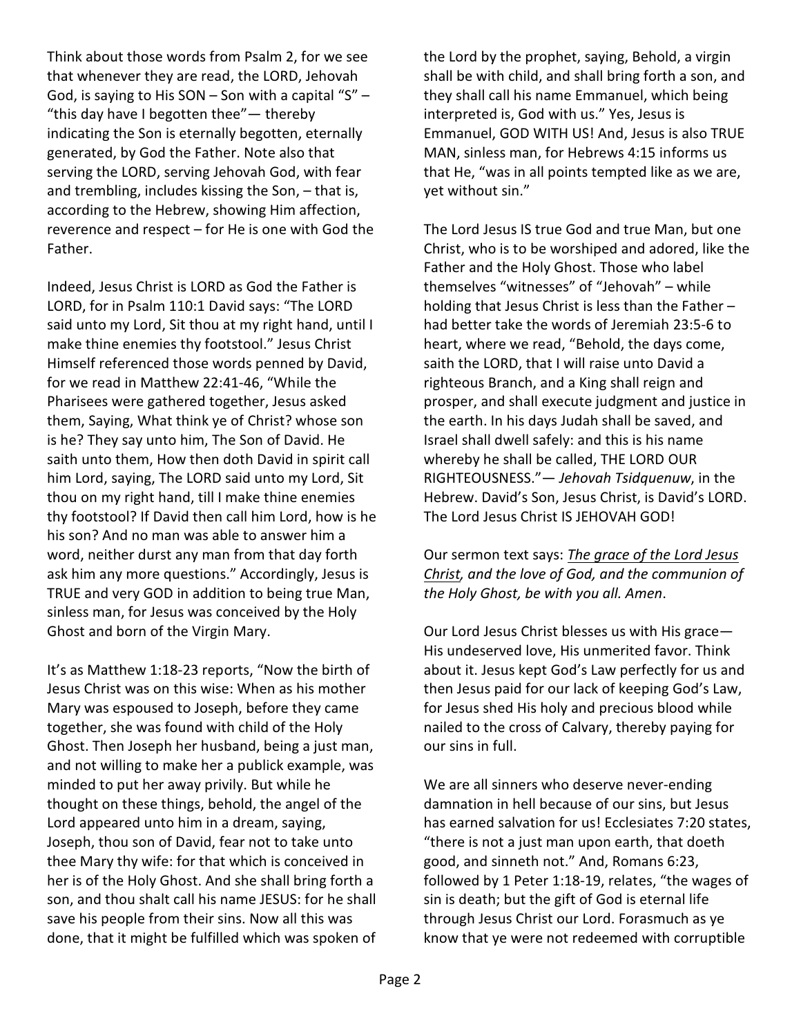Think about those words from Psalm 2, for we see that whenever they are read, the LORD, Jehovah God, is saying to His SON – Son with a capital "S" – "this day have I begotten thee"— thereby indicating the Son is eternally begotten, eternally generated, by God the Father. Note also that serving the LORD, serving Jehovah God, with fear and trembling, includes kissing the Son, – that is, according to the Hebrew, showing Him affection, reverence and respect – for He is one with God the Father.

Indeed, Jesus Christ is LORD as God the Father is LORD, for in Psalm 110:1 David says: "The LORD said unto my Lord, Sit thou at my right hand, until I make thine enemies thy footstool." Jesus Christ Himself referenced those words penned by David, for we read in Matthew 22:41-46, "While the Pharisees were gathered together, Jesus asked them, Saying, What think ye of Christ? whose son is he? They say unto him, The Son of David. He saith unto them, How then doth David in spirit call him Lord, saying, The LORD said unto my Lord, Sit thou on my right hand, till I make thine enemies thy footstool? If David then call him Lord, how is he his son? And no man was able to answer him a word, neither durst any man from that day forth ask him any more questions." Accordingly, Jesus is TRUE and very GOD in addition to being true Man, sinless man, for Jesus was conceived by the Holy Ghost and born of the Virgin Mary.

It's as Matthew 1:18-23 reports, "Now the birth of Jesus Christ was on this wise: When as his mother Mary was espoused to Joseph, before they came together, she was found with child of the Holy Ghost. Then Joseph her husband, being a just man, and not willing to make her a publick example, was minded to put her away privily. But while he thought on these things, behold, the angel of the Lord appeared unto him in a dream, saying, Joseph, thou son of David, fear not to take unto thee Mary thy wife: for that which is conceived in her is of the Holy Ghost. And she shall bring forth a son, and thou shalt call his name JESUS: for he shall save his people from their sins. Now all this was done, that it might be fulfilled which was spoken of the Lord by the prophet, saying, Behold, a virgin shall be with child, and shall bring forth a son, and they shall call his name Emmanuel, which being interpreted is, God with us." Yes, Jesus is Emmanuel, GOD WITH US! And, Jesus is also TRUE MAN, sinless man, for Hebrews 4:15 informs us that He, "was in all points tempted like as we are, yet without sin."

The Lord Jesus IS true God and true Man, but one Christ, who is to be worshiped and adored, like the Father and the Holy Ghost. Those who label themselves "witnesses" of "Jehovah" – while holding that Jesus Christ is less than the Father – had better take the words of Jeremiah 23:5-6 to heart, where we read, "Behold, the days come, saith the LORD, that I will raise unto David a righteous Branch, and a King shall reign and prosper, and shall execute judgment and justice in the earth. In his days Judah shall be saved, and Israel shall dwell safely: and this is his name whereby he shall be called, THE LORD OUR RIGHTEOUSNESS."— *Jehovah Tsidquenuw*, in the Hebrew. David's Son, Jesus Christ, is David's LORD. The Lord Jesus Christ IS JEHOVAH GOD!

Our sermon text says: *<u>The grace of the Lord Jesus Christ</u>, and the love of God, and the communion of the Holy Ghost, be with you all. Amen*.

Our Lord Jesus Christ blesses us with His grace— His undeserved love, His unmerited favor. Think about it. Jesus kept God's Law perfectly for us and then Jesus paid for our lack of keeping God's Law, for Jesus shed His holy and precious blood while nailed to the cross of Calvary, thereby paying for our sins in full.

We are all sinners who deserve never-ending damnation in hell because of our sins, but Jesus has earned salvation for us! Ecclesiates 7:20 states, "there is not a just man upon earth, that doeth good, and sinneth not." And, Romans 6:23, followed by 1 Peter 1:18-19, relates, "the wages of sin is death; but the gift of God is eternal life through Jesus Christ our Lord. Forasmuch as ye know that ye were not redeemed with corruptible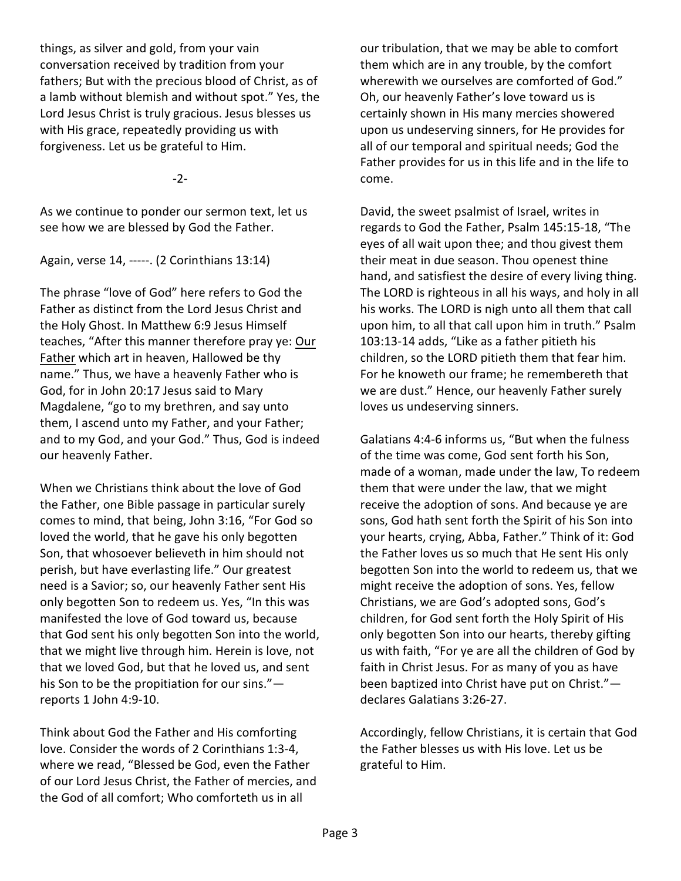things, as silver and gold, from your vain conversation received by tradition from your fathers; But with the precious blood of Christ, as of a lamb without blemish and without spot." Yes, the Lord Jesus Christ is truly gracious. Jesus blesses us with His grace, repeatedly providing us with forgiveness. Let us be grateful to Him.

-2-

As we continue to ponder our sermon text, let us see how we are blessed by God the Father.

Again, verse 14, -----. (2 Corinthians 13:14)

The phrase "love of God" here refers to God the Father as distinct from the Lord Jesus Christ and the Holy Ghost. In Matthew 6:9 Jesus Himself teaches, "After this manner therefore pray ye: <u>Our Father</u> which art in heaven, Hallowed be thy name." Thus, we have a heavenly Father who is God, for in John 20:17 Jesus said to Mary Magdalene, "go to my brethren, and say unto them, I ascend unto my Father, and your Father; and to my God, and your God." Thus, God is indeed our heavenly Father.

When we Christians think about the love of God the Father, one Bible passage in particular surely comes to mind, that being, John 3:16, "For God so loved the world, that he gave his only begotten Son, that whosoever believeth in him should not perish, but have everlasting life." Our greatest need is a Savior; so, our heavenly Father sent His only begotten Son to redeem us. Yes, "In this was manifested the love of God toward us, because that God sent his only begotten Son into the world, that we might live through him. Herein is love, not that we loved God, but that he loved us, and sent his Son to be the propitiation for our sins."—reports 1 John 4:9-10.

Think about God the Father and His comforting love. Consider the words of 2 Corinthians 1:3-4, where we read, "Blessed be God, even the Father of our Lord Jesus Christ, the Father of mercies, and the God of all comfort; Who comforteth us in all our tribulation, that we may be able to comfort them which are in any trouble, by the comfort wherewith we ourselves are comforted of God." Oh, our heavenly Father's love toward us is certainly shown in His many mercies showered upon us undeserving sinners, for He provides for all of our temporal and spiritual needs; God the Father provides for us in this life and in the life to come.

David, the sweet psalmist of Israel, writes in regards to God the Father, Psalm 145:15-18, "The eyes of all wait upon thee; and thou givest them their meat in due season. Thou openest thine hand, and satisfiest the desire of every living thing. The LORD is righteous in all his ways, and holy in all his works. The LORD is nigh unto all them that call upon him, to all that call upon him in truth." Psalm 103:13-14 adds, "Like as a father pitieth his children, so the LORD pitieth them that fear him. For he knoweth our frame; he remembereth that we are dust." Hence, our heavenly Father surely loves us undeserving sinners.

Galatians 4:4-6 informs us, "But when the fulness of the time was come, God sent forth his Son, made of a woman, made under the law, To redeem them that were under the law, that we might receive the adoption of sons. And because ye are sons, God hath sent forth the Spirit of his Son into your hearts, crying, Abba, Father." Think of it: God the Father loves us so much that He sent His only begotten Son into the world to redeem us, that we might receive the adoption of sons. Yes, fellow Christians, we are God's adopted sons, God's children, for God sent forth the Holy Spirit of His only begotten Son into our hearts, thereby gifting us with faith, "For ye are all the children of God by faith in Christ Jesus. For as many of you as have been baptized into Christ have put on Christ."—declares Galatians 3:26-27.

Accordingly, fellow Christians, it is certain that God the Father blesses us with His love. Let us be grateful to Him.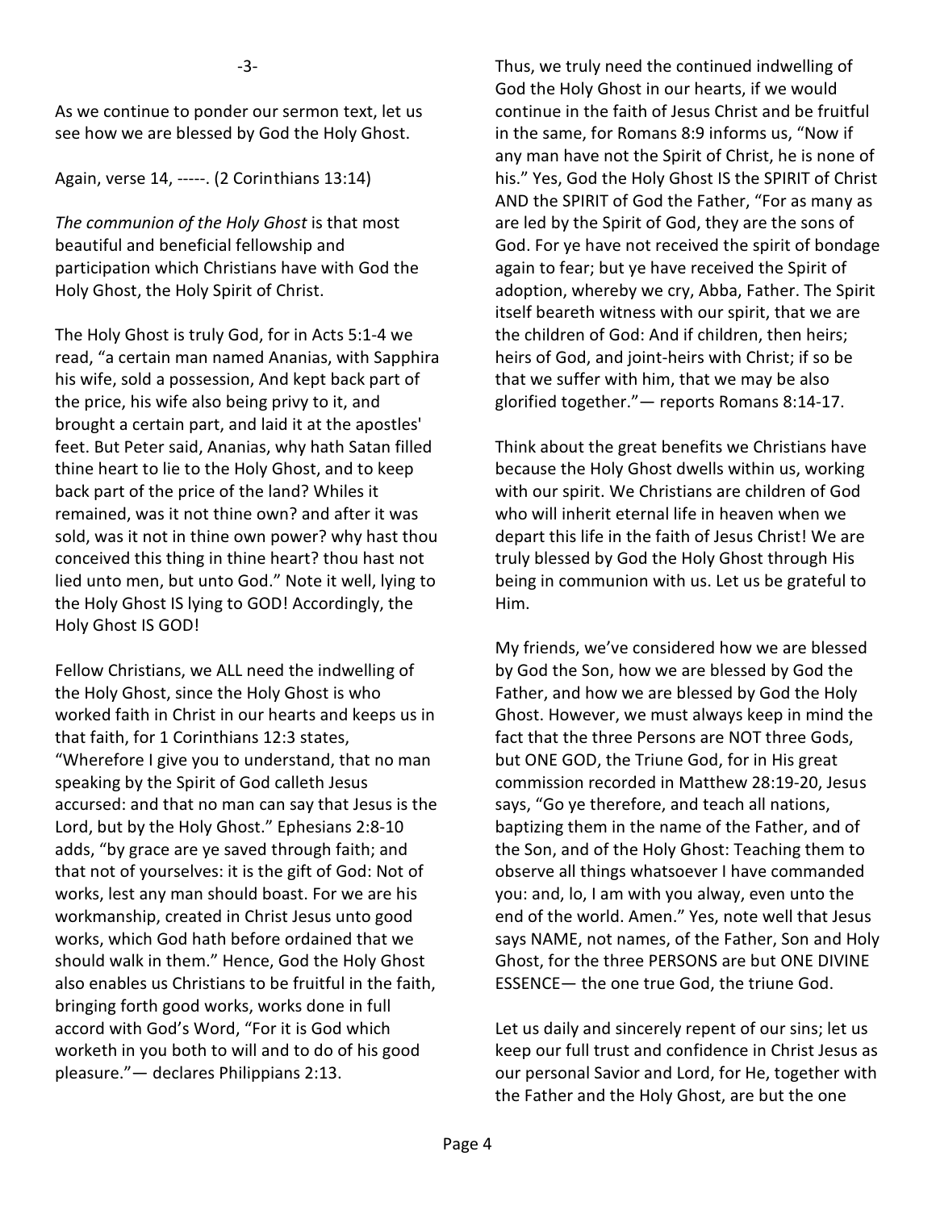As we continue to ponder our sermon text, let us see how we are blessed by God the Holy Ghost.

Again, verse 14, -----. (2 Corinthians 13:14)

*The communion of the Holy Ghost* is that most beautiful and beneficial fellowship and participation which Christians have with God the Holy Ghost, the Holy Spirit of Christ.

The Holy Ghost is truly God, for in Acts 5:1-4 we read, "a certain man named Ananias, with Sapphira his wife, sold a possession, And kept back part of the price, his wife also being privy to it, and brought a certain part, and laid it at the apostles' feet. But Peter said, Ananias, why hath Satan filled thine heart to lie to the Holy Ghost, and to keep back part of the price of the land? Whiles it remained, was it not thine own? and after it was sold, was it not in thine own power? why hast thou conceived this thing in thine heart? thou hast not lied unto men, but unto God." Note it well, lying to the Holy Ghost IS lying to GOD! Accordingly, the Holy Ghost IS GOD!

Fellow Christians, we ALL need the indwelling of the Holy Ghost, since the Holy Ghost is who worked faith in Christ in our hearts and keeps us in that faith, for 1 Corinthians 12:3 states, "Wherefore I give you to understand, that no man speaking by the Spirit of God calleth Jesus accursed: and that no man can say that Jesus is the Lord, but by the Holy Ghost." Ephesians 2:8-10 adds, "by grace are ye saved through faith; and that not of yourselves: it is the gift of God: Not of works, lest any man should boast. For we are his workmanship, created in Christ Jesus unto good works, which God hath before ordained that we should walk in them." Hence, God the Holy Ghost also enables us Christians to be fruitful in the faith, bringing forth good works, works done in full accord with God's Word, "For it is God which worketh in you both to will and to do of his good pleasure."— declares Philippians 2:13.

Thus, we truly need the continued indwelling of God the Holy Ghost in our hearts, if we would continue in the faith of Jesus Christ and be fruitful in the same, for Romans 8:9 informs us, "Now if any man have not the Spirit of Christ, he is none of his." Yes, God the Holy Ghost IS the SPIRIT of Christ AND the SPIRIT of God the Father, "For as many as are led by the Spirit of God, they are the sons of God. For ye have not received the spirit of bondage again to fear; but ye have received the Spirit of adoption, whereby we cry, Abba, Father. The Spirit itself beareth witness with our spirit, that we are the children of God: And if children, then heirs; heirs of God, and joint-heirs with Christ; if so be that we suffer with him, that we may be also glorified together."— reports Romans 8:14-17.

Think about the great benefits we Christians have because the Holy Ghost dwells within us, working with our spirit. We Christians are children of God who will inherit eternal life in heaven when we depart this life in the faith of Jesus Christ! We are truly blessed by God the Holy Ghost through His being in communion with us. Let us be grateful to Him.

My friends, we've considered how we are blessed by God the Son, how we are blessed by God the Father, and how we are blessed by God the Holy Ghost. However, we must always keep in mind the fact that the three Persons are NOT three Gods, but ONE GOD, the Triune God, for in His great commission recorded in Matthew 28:19-20, Jesus says, "Go ye therefore, and teach all nations, baptizing them in the name of the Father, and of the Son, and of the Holy Ghost: Teaching them to observe all things whatsoever I have commanded you: and, lo, I am with you alway, even unto the end of the world. Amen." Yes, note well that Jesus says NAME, not names, of the Father, Son and Holy Ghost, for the three PERSONS are but ONE DIVINE ESSENCE— the one true God, the triune God.

Let us daily and sincerely repent of our sins; let us keep our full trust and confidence in Christ Jesus as our personal Savior and Lord, for He, together with the Father and the Holy Ghost, are but the one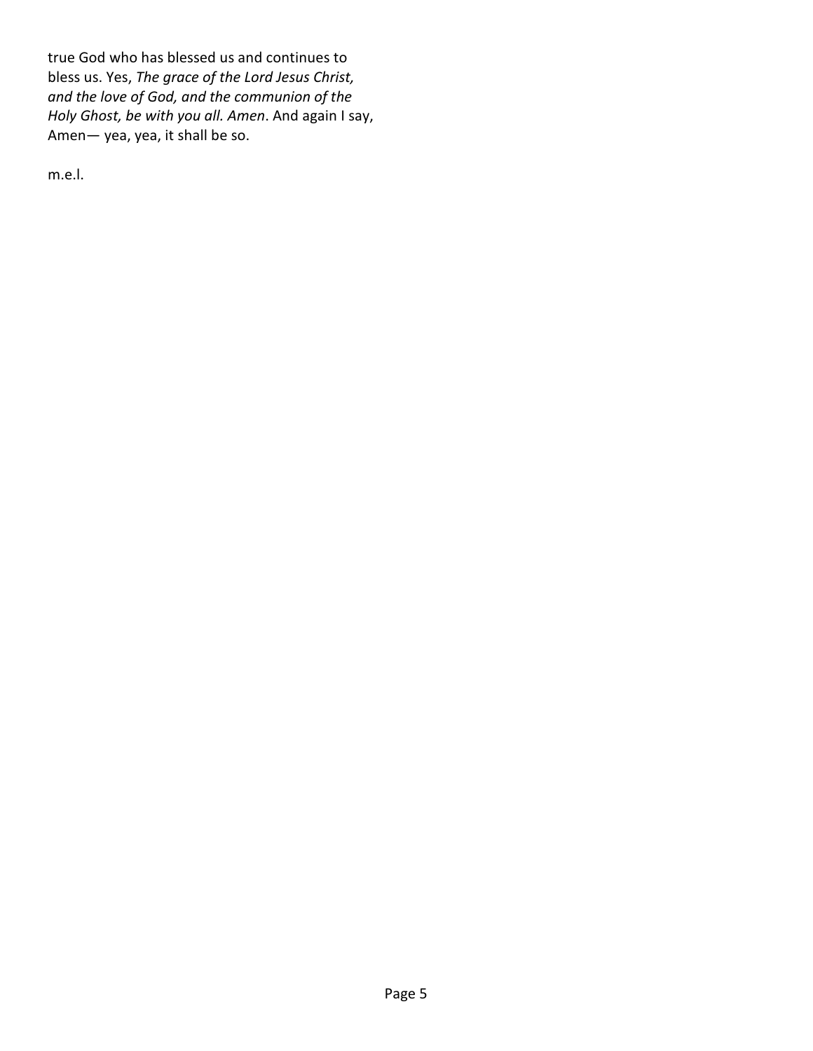true God who has blessed us and continues to bless us. Yes, *The grace of the Lord Jesus Christ, and the love of God, and the communion of the Holy Ghost, be with you all. Amen*. And again I say, Amen— yea, yea, it shall be so.

m.e.l.